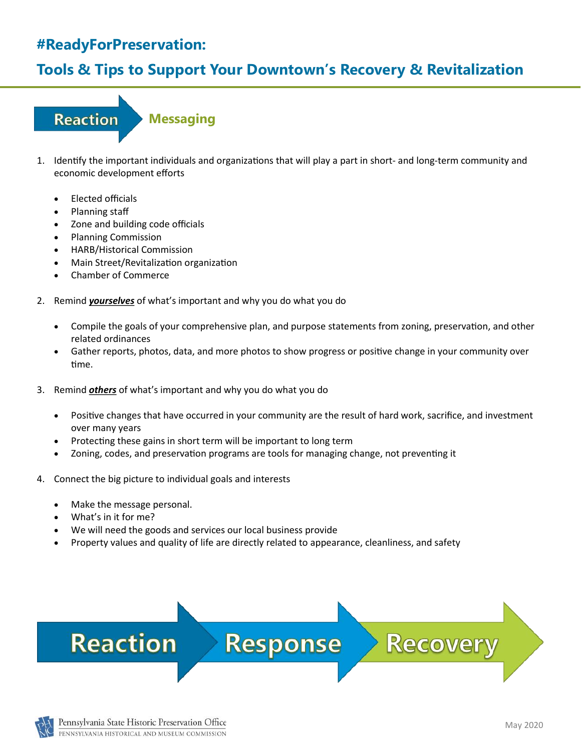# #ReadyForPreservation:

## Tools & Tips to Support Your Downtown's Recovery & Revitalization

### Reaction — Messaging

1. Identify the important individuals and organizations that will play a part in short- and long-term community and economic development efforts

   - Elected officials
   - Planning staff
   - Zone and building code officials
   - Planning Commission
   - HARB/Historical Commission
   - Main Street/Revitalization organization
   - Chamber of Commerce

2. Remind ***yourselves*** of what's important and why you do what you do

   - Compile the goals of your comprehensive plan, and purpose statements from zoning, preservation, and other related ordinances
   - Gather reports, photos, data, and more photos to show progress or positive change in your community over time.

3. Remind ***others*** of what's important and why you do what you do

   - Positive changes that have occurred in your community are the result of hard work, sacrifice, and investment over many years
   - Protecting these gains in short term will be important to long term
   - Zoning, codes, and preservation programs are tools for managing change, not preventing it

4. Connect the big picture to individual goals and interests

   - Make the message personal.
   - What's in it for me?
   - We will need the goods and services our local business provide
   - Property values and quality of life are directly related to appearance, cleanliness, and safety

Reaction → Response → Recovery

Pennsylvania State Historic Preservation Office
PENNSYLVANIA HISTORICAL AND MUSEUM COMMISSION

May 2020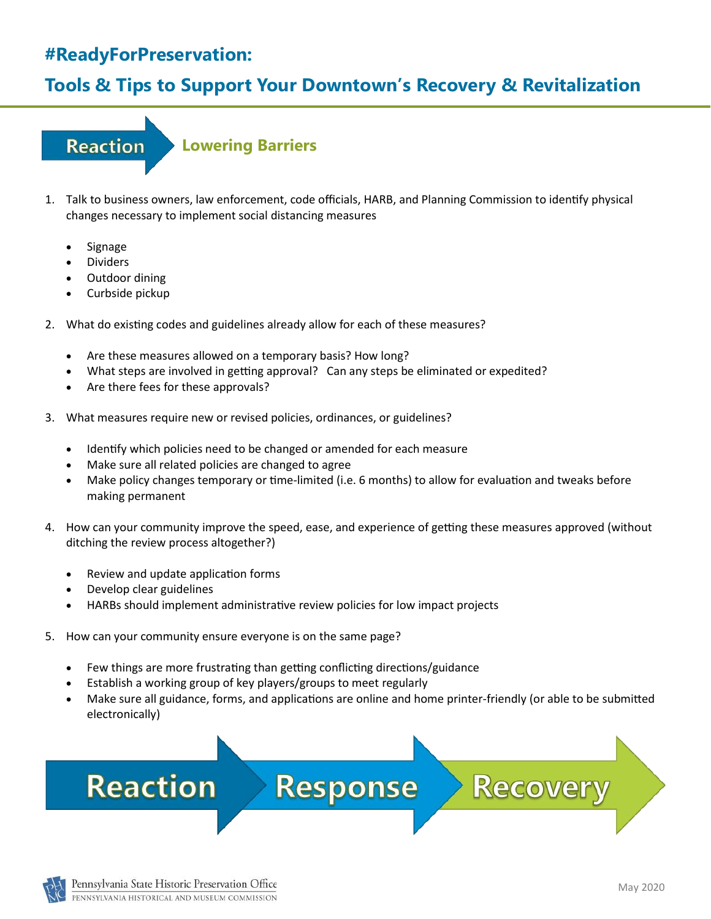# #ReadyForPreservation:

## Tools & Tips to Support Your Downtown's Recovery & Revitalization

### Reaction — Lowering Barriers

1. Talk to business owners, law enforcement, code officials, HARB, and Planning Commission to identify physical changes necessary to implement social distancing measures
   - Signage
   - Dividers
   - Outdoor dining
   - Curbside pickup
2. What do existing codes and guidelines already allow for each of these measures?
   - Are these measures allowed on a temporary basis? How long?
   - What steps are involved in getting approval? Can any steps be eliminated or expedited?
   - Are there fees for these approvals?
3. What measures require new or revised policies, ordinances, or guidelines?
   - Identify which policies need to be changed or amended for each measure
   - Make sure all related policies are changed to agree
   - Make policy changes temporary or time-limited (i.e. 6 months) to allow for evaluation and tweaks before making permanent
4. How can your community improve the speed, ease, and experience of getting these measures approved (without ditching the review process altogether?)
   - Review and update application forms
   - Develop clear guidelines
   - HARBs should implement administrative review policies for low impact projects
5. How can your community ensure everyone is on the same page?
   - Few things are more frustrating than getting conflicting directions/guidance
   - Establish a working group of key players/groups to meet regularly
   - Make sure all guidance, forms, and applications are online and home printer-friendly (or able to be submitted electronically)

Reaction → Response → Recovery

Pennsylvania State Historic Preservation Office
PENNSYLVANIA HISTORICAL AND MUSEUM COMMISSION

May 2020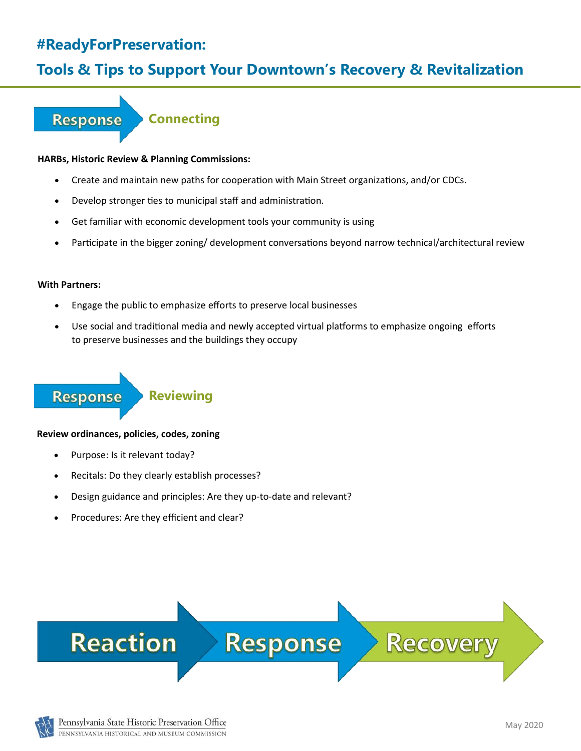# #ReadyForPreservation:

## Tools & Tips to Support Your Downtown's Recovery & Revitalization

### Response — Connecting

**HARBs, Historic Review & Planning Commissions:**

- Create and maintain new paths for cooperation with Main Street organizations, and/or CDCs.
- Develop stronger ties to municipal staff and administration.
- Get familiar with economic development tools your community is using
- Participate in the bigger zoning/ development conversations beyond narrow technical/architectural review

**With Partners:**

- Engage the public to emphasize efforts to preserve local businesses
- Use social and traditional media and newly accepted virtual platforms to emphasize ongoing efforts to preserve businesses and the buildings they occupy

### Response — Reviewing

**Review ordinances, policies, codes, zoning**

- Purpose: Is it relevant today?
- Recitals: Do they clearly establish processes?
- Design guidance and principles: Are they up-to-date and relevant?
- Procedures: Are they efficient and clear?

Reaction → Response → Recovery

Pennsylvania State Historic Preservation Office
PENNSYLVANIA HISTORICAL AND MUSEUM COMMISSION

May 2020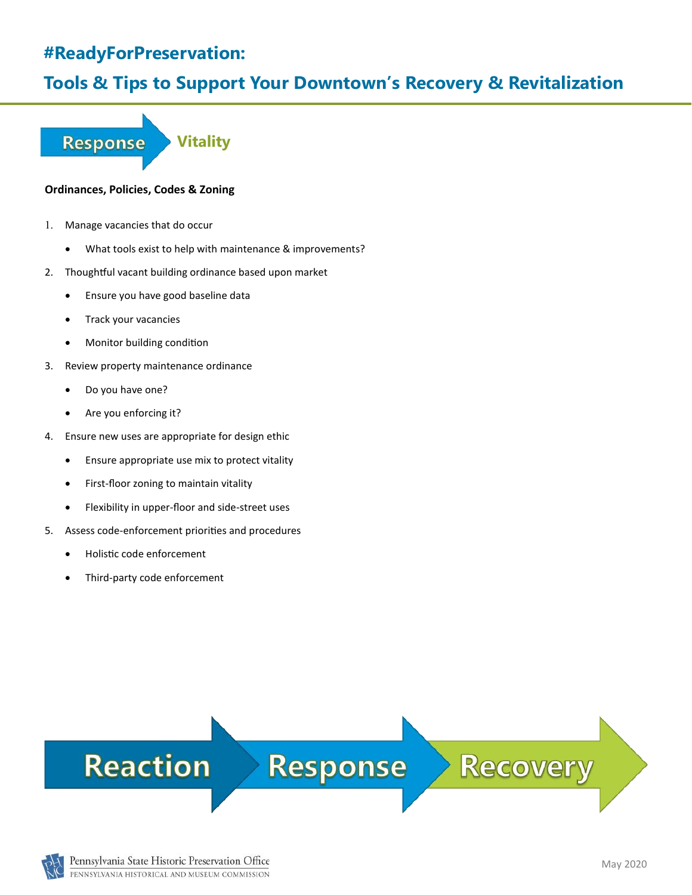# #ReadyForPreservation:

## Tools & Tips to Support Your Downtown's Recovery & Revitalization

**Response** Vitality

**Ordinances, Policies, Codes & Zoning**

1. Manage vacancies that do occur
   - What tools exist to help with maintenance & improvements?
2. Thoughtful vacant building ordinance based upon market
   - Ensure you have good baseline data
   - Track your vacancies
   - Monitor building condition
3. Review property maintenance ordinance
   - Do you have one?
   - Are you enforcing it?
4. Ensure new uses are appropriate for design ethic
   - Ensure appropriate use mix to protect vitality
   - First-floor zoning to maintain vitality
   - Flexibility in upper-floor and side-street uses
5. Assess code-enforcement priorities and procedures
   - Holistic code enforcement
   - Third-party code enforcement

Reaction → Response → Recovery

Pennsylvania State Historic Preservation Office
PENNSYLVANIA HISTORICAL AND MUSEUM COMMISSION

May 2020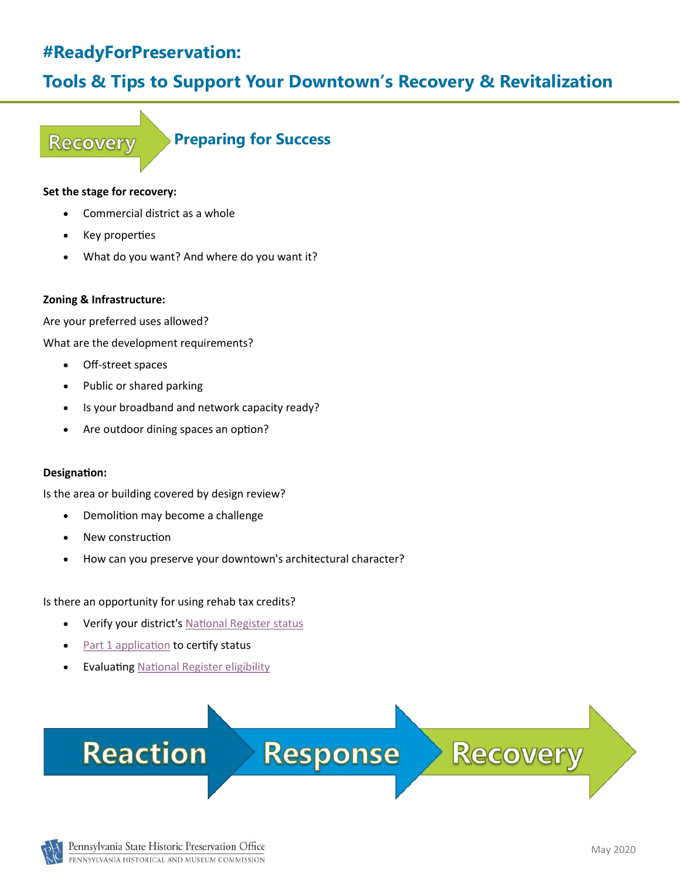# #ReadyForPreservation:

# Tools & Tips to Support Your Downtown's Recovery & Revitalization

Recovery

## Preparing for Success

**Set the stage for recovery:**

- Commercial district as a whole
- Key properties
- What do you want? And where do you want it?

**Zoning & Infrastructure:**

Are your preferred uses allowed?

What are the development requirements?

- Off-street spaces
- Public or shared parking
- Is your broadband and network capacity ready?
- Are outdoor dining spaces an option?

**Designation:**

Is the area or building covered by design review?

- Demolition may become a challenge
- New construction
- How can you preserve your downtown's architectural character?

Is there an opportunity for using rehab tax credits?

- Verify your district's National Register status
- Part 1 application to certify status
- Evaluating National Register eligibility

Reaction → Response → Recovery

Pennsylvania State Historic Preservation Office
PENNSYLVANIA HISTORICAL AND MUSEUM COMMISSION

May 2020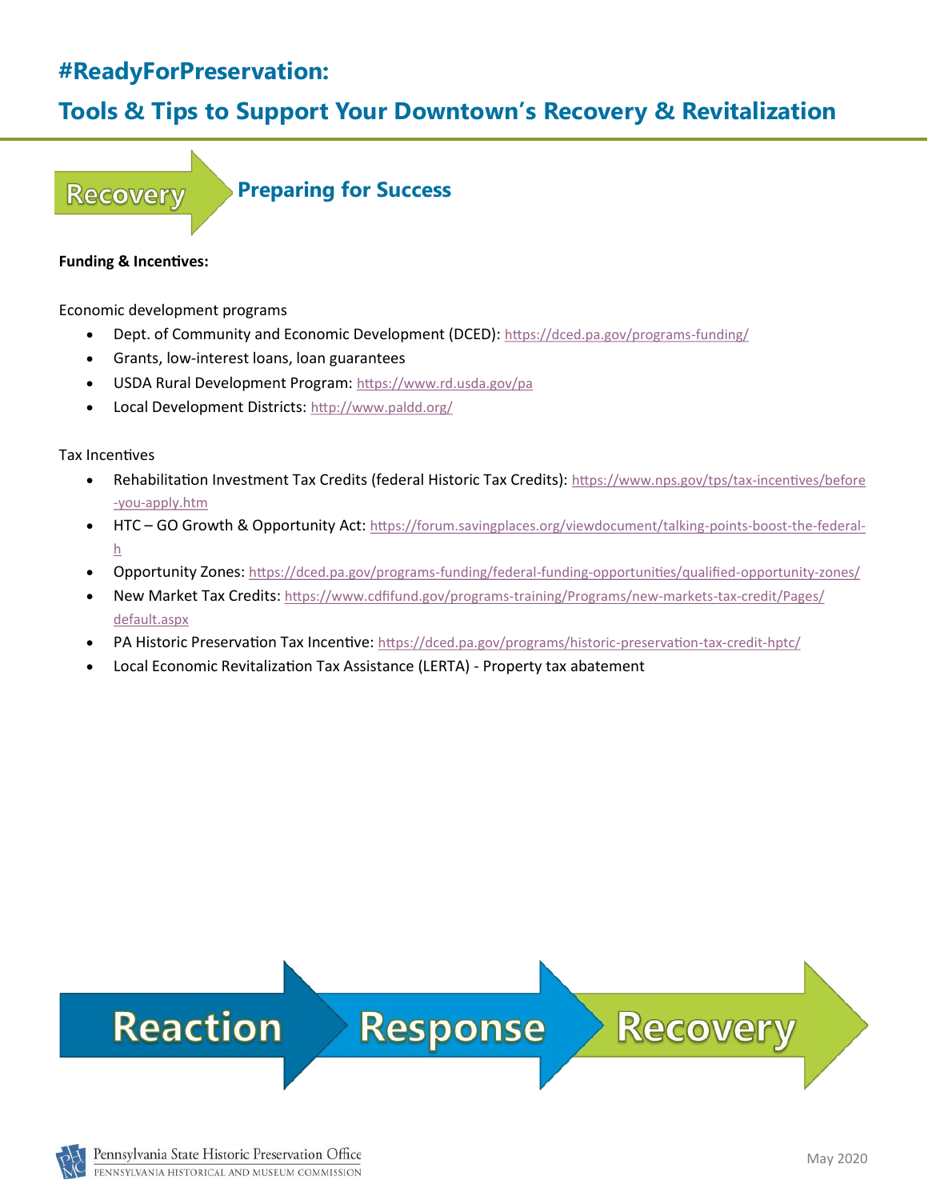# #ReadyForPreservation:

## Tools & Tips to Support Your Downtown's Recovery & Revitalization

Recovery

### Preparing for Success

**Funding & Incentives:**

Economic development programs

- Dept. of Community and Economic Development (DCED): https://dced.pa.gov/programs-funding/
- Grants, low-interest loans, loan guarantees
- USDA Rural Development Program: https://www.rd.usda.gov/pa
- Local Development Districts: http://www.paldd.org/

Tax Incentives

- Rehabilitation Investment Tax Credits (federal Historic Tax Credits): https://www.nps.gov/tps/tax-incentives/before-you-apply.htm
- HTC – GO Growth & Opportunity Act: https://forum.savingplaces.org/viewdocument/talking-points-boost-the-federal-h
- Opportunity Zones: https://dced.pa.gov/programs-funding/federal-funding-opportunities/qualified-opportunity-zones/
- New Market Tax Credits: https://www.cdfifund.gov/programs-training/Programs/new-markets-tax-credit/Pages/default.aspx
- PA Historic Preservation Tax Incentive: https://dced.pa.gov/programs/historic-preservation-tax-credit-hptc/
- Local Economic Revitalization Tax Assistance (LERTA) - Property tax abatement

Reaction → Response → Recovery

Pennsylvania State Historic Preservation Office
PENNSYLVANIA HISTORICAL AND MUSEUM COMMISSION

May 2020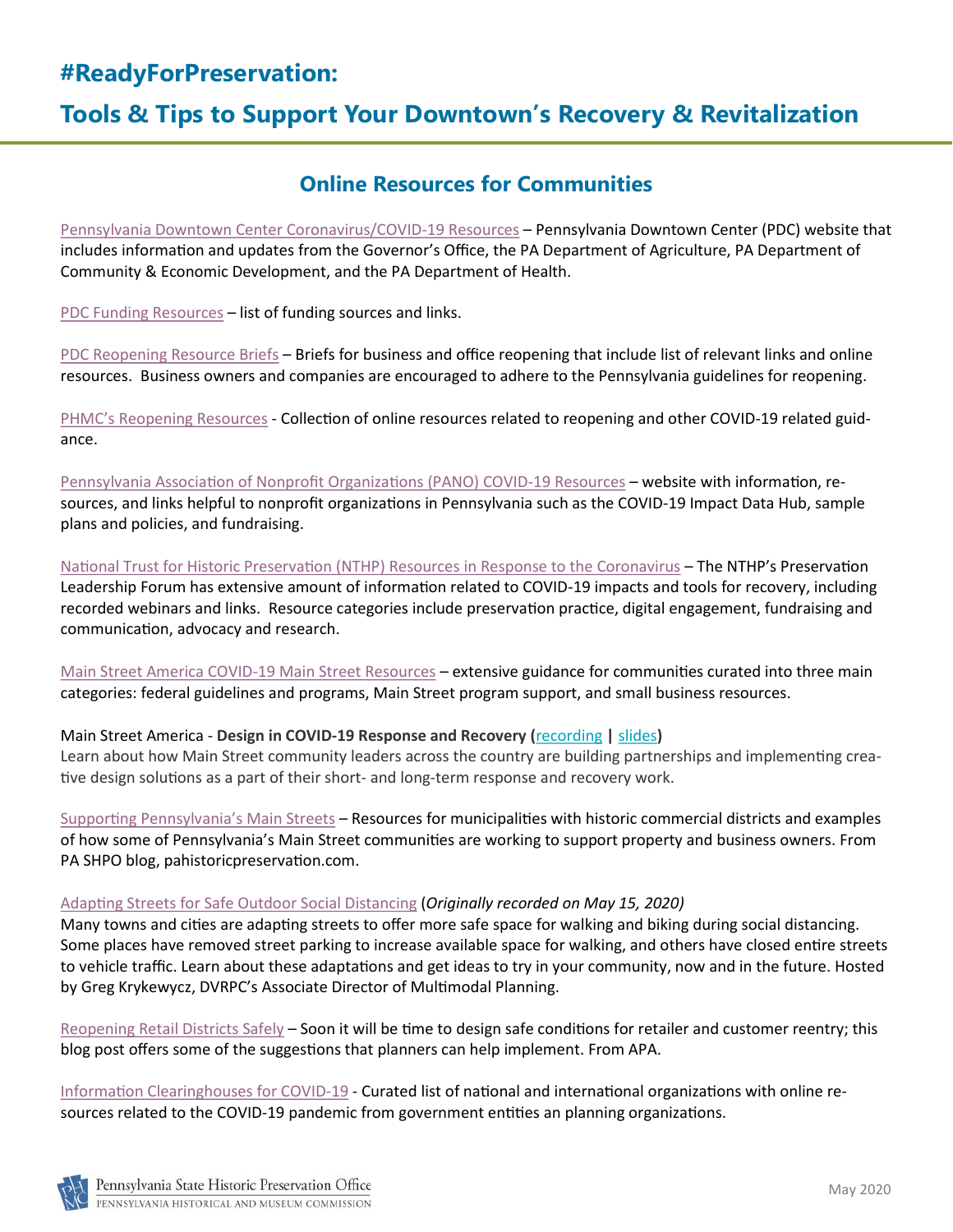# #ReadyForPreservation:

# Tools & Tips to Support Your Downtown's Recovery & Revitalization

## Online Resources for Communities

Pennsylvania Downtown Center Coronavirus/COVID-19 Resources – Pennsylvania Downtown Center (PDC) website that includes information and updates from the Governor's Office, the PA Department of Agriculture, PA Department of Community & Economic Development, and the PA Department of Health.

PDC Funding Resources – list of funding sources and links.

PDC Reopening Resource Briefs – Briefs for business and office reopening that include list of relevant links and online resources. Business owners and companies are encouraged to adhere to the Pennsylvania guidelines for reopening.

PHMC's Reopening Resources - Collection of online resources related to reopening and other COVID-19 related guidance.

Pennsylvania Association of Nonprofit Organizations (PANO) COVID-19 Resources – website with information, resources, and links helpful to nonprofit organizations in Pennsylvania such as the COVID-19 Impact Data Hub, sample plans and policies, and fundraising.

National Trust for Historic Preservation (NTHP) Resources in Response to the Coronavirus – The NTHP's Preservation Leadership Forum has extensive amount of information related to COVID-19 impacts and tools for recovery, including recorded webinars and links. Resource categories include preservation practice, digital engagement, fundraising and communication, advocacy and research.

Main Street America COVID-19 Main Street Resources – extensive guidance for communities curated into three main categories: federal guidelines and programs, Main Street program support, and small business resources.

Main Street America - **Design in COVID-19 Response and Recovery (**recording **|** slides**)**
Learn about how Main Street community leaders across the country are building partnerships and implementing creative design solutions as a part of their short- and long-term response and recovery work.

Supporting Pennsylvania's Main Streets – Resources for municipalities with historic commercial districts and examples of how some of Pennsylvania's Main Street communities are working to support property and business owners. From PA SHPO blog, pahistoricpreservation.com.

Adapting Streets for Safe Outdoor Social Distancing (*Originally recorded on May 15, 2020)*
Many towns and cities are adapting streets to offer more safe space for walking and biking during social distancing. Some places have removed street parking to increase available space for walking, and others have closed entire streets to vehicle traffic. Learn about these adaptations and get ideas to try in your community, now and in the future. Hosted by Greg Krykewycz, DVRPC's Associate Director of Multimodal Planning.

Reopening Retail Districts Safely – Soon it will be time to design safe conditions for retailer and customer reentry; this blog post offers some of the suggestions that planners can help implement. From APA.

Information Clearinghouses for COVID-19 - Curated list of national and international organizations with online resources related to the COVID-19 pandemic from government entities an planning organizations.

Pennsylvania State Historic Preservation Office
PENNSYLVANIA HISTORICAL AND MUSEUM COMMISSION

May 2020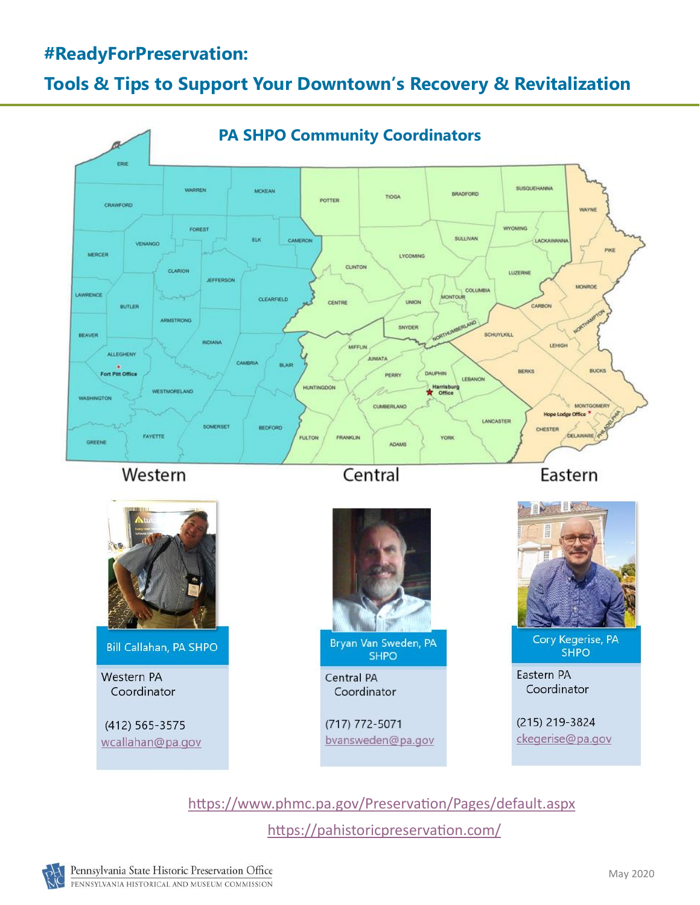# #ReadyForPreservation:

## Tools & Tips to Support Your Downtown's Recovery & Revitalization

### PA SHPO Community Coordinators

ERIE
WARREN
MCKEAN
CRAWFORD
FOREST
VENANGO
ELK
CAMERON
MERCER
CLARION
JEFFERSON
LAWRENCE
BUTLER
CLEARFIELD
ARMSTRONG
BEAVER
INDIANA
ALLEGHENY
CAMBRIA
BLAIR
Fort Pitt Office
WESTMORELAND
WASHINGTON
SOMERSET
BEDFORD
FAYETTE
GREENE
POTTER
TIOGA
BRADFORD
SUSQUEHANNA
WAYNE
WYOMING
SULLIVAN
LACKAWANNA
PIKE
LYCOMING
CLINTON
LUZERNE
COLUMBIA
MONTOUR
MONROE
CENTRE
UNION
CARBON
SNYDER
NORTHUMBERLAND
NORTHAMPTON
SCHUYLKILL
MIFFLIN
JUNIATA
LEHIGH
PERRY
DAUPHIN
LEBANON
BERKS
BUCKS
HUNTINGDON
Harrisburg Office
CUMBERLAND
MONTGOMERY
Hope Lodge Office
LANCASTER
CHESTER
PHILADELPHIA
DELAWARE
FULTON
FRANKLIN
ADAMS
YORK

Western
Central
Eastern

**Bill Callahan, PA SHPO**

Western PA Coordinator

(412) 565-3575

wcallahan@pa.gov

**Bryan Van Sweden, PA SHPO**

Central PA Coordinator

(717) 772-5071

bvansweden@pa.gov

**Cory Kegerise, PA SHPO**

Eastern PA Coordinator

(215) 219-3824

ckegerise@pa.gov

https://www.phmc.pa.gov/Preservation/Pages/default.aspx

https://pahistoricpreservation.com/

Pennsylvania State Historic Preservation Office
PENNSYLVANIA HISTORICAL AND MUSEUM COMMISSION

May 2020